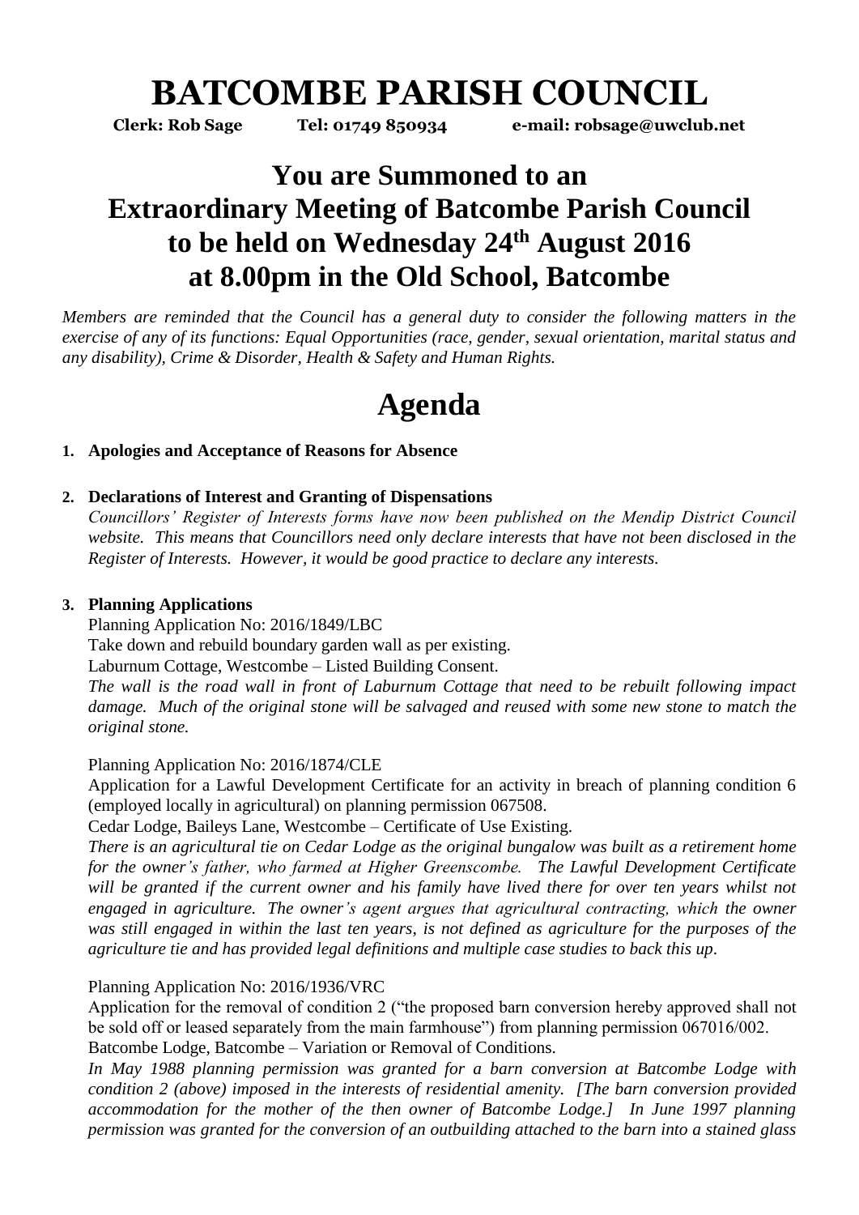# BATCOMBE PARISH COUNCIL

**Clerk: Rob Sage Tel: 01749 850934 e-mail: robsage@uwclub.net**

## You are Summoned to an Extraordinary Meeting of Batcombe Parish Council to be held on Wednesday 24th August 2016 at 8.00pm in the Old School, Batcombe

*Members are reminded that the Council has a general duty to consider the following matters in the exercise of any of its functions: Equal Opportunities (race, gender, sexual orientation, marital status and any disability), Crime & Disorder, Health & Safety and Human Rights.*

# Agenda

1. **Apologies and Acceptance of Reasons for Absence**

2. **Declarations of Interest and Granting of Dispensations**

   *Councillors' Register of Interests forms have now been published on the Mendip District Council website. This means that Councillors need only declare interests that have not been disclosed in the Register of Interests. However, it would be good practice to declare any interests.*

3. **Planning Applications**

   Planning Application No: 2016/1849/LBC

   Take down and rebuild boundary garden wall as per existing.

   Laburnum Cottage, Westcombe – Listed Building Consent.

   *The wall is the road wall in front of Laburnum Cottage that need to be rebuilt following impact damage. Much of the original stone will be salvaged and reused with some new stone to match the original stone.*

   Planning Application No: 2016/1874/CLE

   Application for a Lawful Development Certificate for an activity in breach of planning condition 6 (employed locally in agricultural) on planning permission 067508.

   Cedar Lodge, Baileys Lane, Westcombe – Certificate of Use Existing.

   *There is an agricultural tie on Cedar Lodge as the original bungalow was built as a retirement home for the owner's father, who farmed at Higher Greenscombe. The Lawful Development Certificate will be granted if the current owner and his family have lived there for over ten years whilst not engaged in agriculture. The owner's agent argues that agricultural contracting, which the owner was still engaged in within the last ten years, is not defined as agriculture for the purposes of the agriculture tie and has provided legal definitions and multiple case studies to back this up.*

   Planning Application No: 2016/1936/VRC

   Application for the removal of condition 2 ("the proposed barn conversion hereby approved shall not be sold off or leased separately from the main farmhouse") from planning permission 067016/002.

   Batcombe Lodge, Batcombe – Variation or Removal of Conditions.

   *In May 1988 planning permission was granted for a barn conversion at Batcombe Lodge with condition 2 (above) imposed in the interests of residential amenity. [The barn conversion provided accommodation for the mother of the then owner of Batcombe Lodge.] In June 1997 planning permission was granted for the conversion of an outbuilding attached to the barn into a stained glass*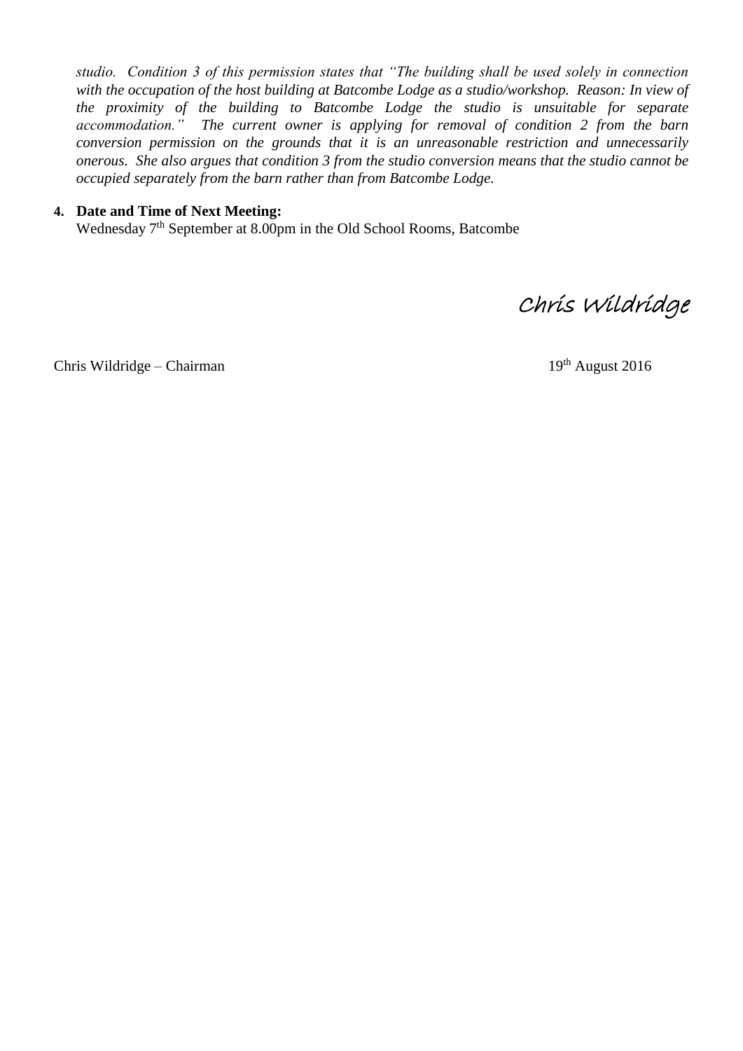*studio. Condition 3 of this permission states that "The building shall be used solely in connection with the occupation of the host building at Batcombe Lodge as a studio/workshop. Reason: In view of the proximity of the building to Batcombe Lodge the studio is unsuitable for separate accommodation." The current owner is applying for removal of condition 2 from the barn conversion permission on the grounds that it is an unreasonable restriction and unnecessarily onerous. She also argues that condition 3 from the studio conversion means that the studio cannot be occupied separately from the barn rather than from Batcombe Lodge.*

4. **Date and Time of Next Meeting:**
   Wednesday 7th September at 8.00pm in the Old School Rooms, Batcombe

Chris Wildridge

Chris Wildridge – Chairman 19th August 2016